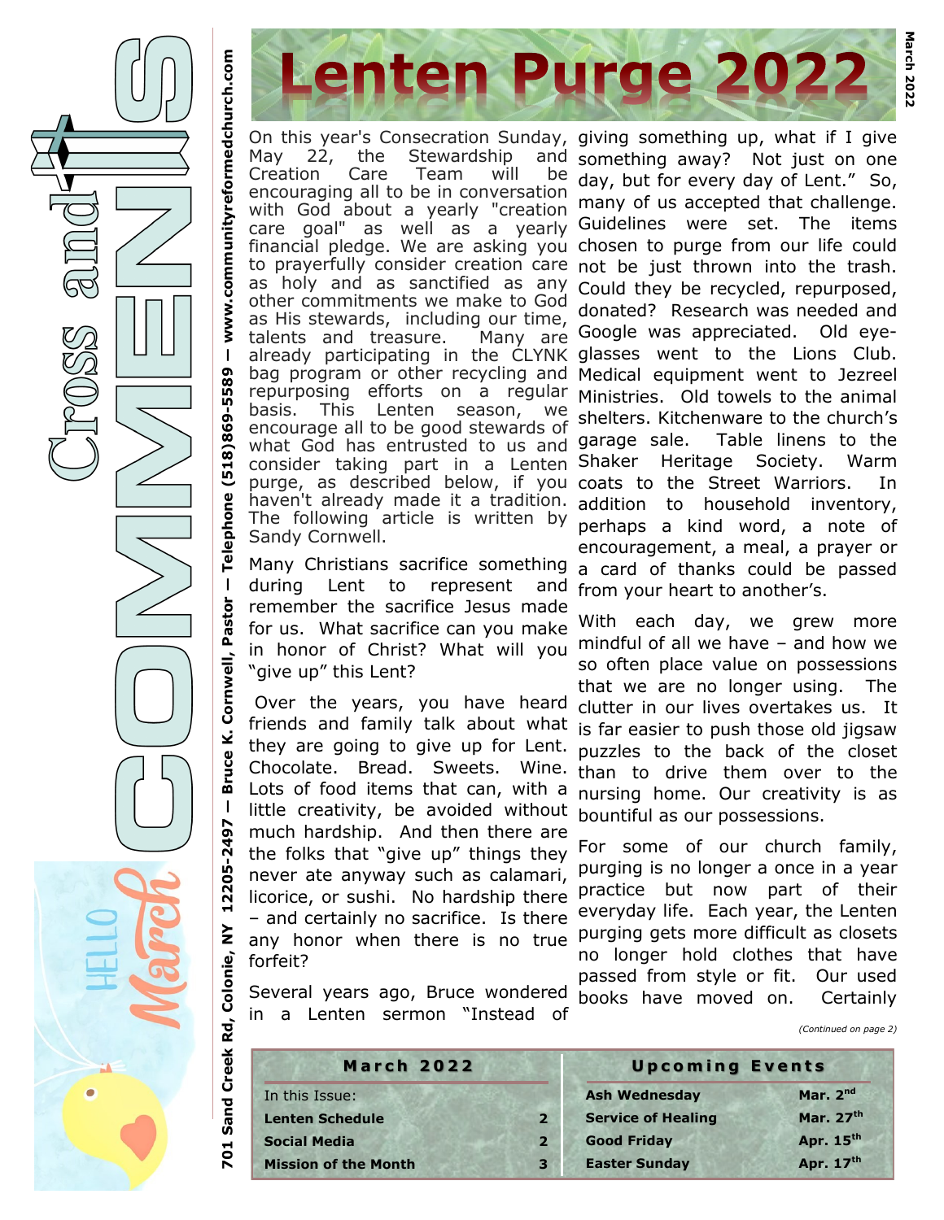# Cross and COMMENTS

**701 Sand Creek Rd, Colonie, NY 12205-2497 — Bruce K. Cornwell, Pastor — Telephone (518)869-5589 — www.communityreformedchurch.com**

**March 2022**

# Lenten Purge 2022

On this year's Consecration Sunday, May 22, the Stewardship and Creation Care Team will be encouraging all to be in conversation with God about a yearly "creation care goal" as well as a yearly financial pledge. We are asking you to prayerfully consider creation care as holy and as sanctified as any other commitments we make to God as His stewards, including our time, talents and treasure. Many are already participating in the CLYNK bag program or other recycling and repurposing efforts on a regular basis. This Lenten season, we encourage all to be good stewards of what God has entrusted to us and consider taking part in a Lenten purge, as described below, if you haven't already made it a tradition. The following article is written by Sandy Cornwell.

Many Christians sacrifice something during Lent to represent and remember the sacrifice Jesus made for us. What sacrifice can you make in honor of Christ? What will you "give up" this Lent?

Over the years, you have heard friends and family talk about what they are going to give up for Lent. Chocolate. Bread. Sweets. Wine. Lots of food items that can, with a little creativity, be avoided without much hardship. And then there are the folks that "give up" things they never ate anyway such as calamari, licorice, or sushi. No hardship there – and certainly no sacrifice. Is there any honor when there is no true forfeit?

Several years ago, Bruce wondered in a Lenten sermon "Instead of giving something up, what if I give something away? Not just on one day, but for every day of Lent." So, many of us accepted that challenge. Guidelines were set. The items chosen to purge from our life could not be just thrown into the trash. Could they be recycled, repurposed, donated? Research was needed and Google was appreciated. Old eyeglasses went to the Lions Club. Medical equipment went to Jezreel Ministries. Old towels to the animal shelters. Kitchenware to the church's garage sale. Table linens to the Shaker Heritage Society. Warm coats to the Street Warriors. In addition to household inventory, perhaps a kind word, a note of encouragement, a meal, a prayer or a card of thanks could be passed from your heart to another's.

With each day, we grew more mindful of all we have – and how we so often place value on possessions that we are no longer using. The clutter in our lives overtakes us. It is far easier to push those old jigsaw puzzles to the back of the closet than to drive them over to the nursing home. Our creativity is as bountiful as our possessions.

For some of our church family, purging is no longer a once in a year practice but now part of their everyday life. Each year, the Lenten purging gets more difficult as closets no longer hold clothes that have passed from style or fit. Our used books have moved on. Certainly

*(Continued on page 2)*

| March 2022 | |
|---|---|
| In this Issue: | |
| **Lenten Schedule** | **2** |
| **Social Media** | **2** |
| **Mission of the Month** | **3** |

| Upcoming Events | |
|---|---|
| **Ash Wednesday** | **Mar. 2nd** |
| **Service of Healing** | **Mar. 27th** |
| **Good Friday** | **Apr. 15th** |
| **Easter Sunday** | **Apr. 17th** |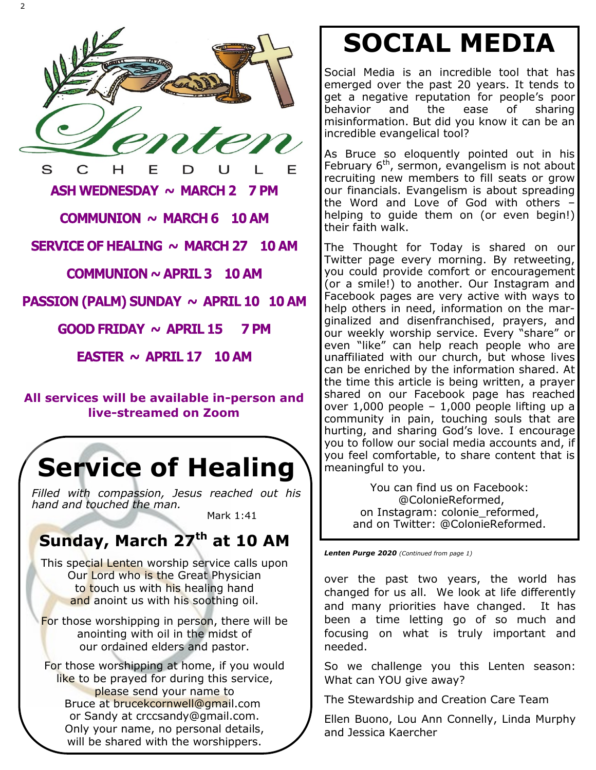# Lenten

S C H E D U L E

**ASH WEDNESDAY ~ MARCH 2 7 PM**

**COMMUNION ~ MARCH 6 10 AM**

**SERVICE OF HEALING ~ MARCH 27 10 AM**

**COMMUNION ~ APRIL 3 10 AM**

**PASSION (PALM) SUNDAY ~ APRIL 10 10 AM**

**GOOD FRIDAY ~ APRIL 15 7 PM**

**EASTER ~ APRIL 17 10 AM**

**All services will be available in-person and live-streamed on Zoom**

# Service of Healing

*Filled with compassion, Jesus reached out his hand and touched the man.*

Mark 1:41

## Sunday, March 27th at 10 AM

This special Lenten worship service calls upon Our Lord who is the Great Physician to touch us with his healing hand and anoint us with his soothing oil.

For those worshipping in person, there will be anointing with oil in the midst of our ordained elders and pastor.

For those worshipping at home, if you would like to be prayed for during this service, please send your name to Bruce at brucekcornwell@gmail.com or Sandy at crccsandy@gmail.com. Only your name, no personal details, will be shared with the worshippers.

# SOCIAL MEDIA

Social Media is an incredible tool that has emerged over the past 20 years. It tends to get a negative reputation for people's poor behavior and the ease of sharing misinformation. But did you know it can be an incredible evangelical tool?

As Bruce so eloquently pointed out in his February 6th, sermon, evangelism is not about recruiting new members to fill seats or grow our financials. Evangelism is about spreading the Word and Love of God with others – helping to guide them on (or even begin!) their faith walk.

The Thought for Today is shared on our Twitter page every morning. By retweeting, you could provide comfort or encouragement (or a smile!) to another. Our Instagram and Facebook pages are very active with ways to help others in need, information on the marginalized and disenfranchised, prayers, and our weekly worship service. Every "share" or even "like" can help reach people who are unaffiliated with our church, but whose lives can be enriched by the information shared. At the time this article is being written, a prayer shared on our Facebook page has reached over 1,000 people – 1,000 people lifting up a community in pain, touching souls that are hurting, and sharing God's love. I encourage you to follow our social media accounts and, if you feel comfortable, to share content that is meaningful to you.

You can find us on Facebook: @ColonieReformed,
on Instagram: colonie_reformed,
and on Twitter: @ColonieReformed.

***Lenten Purge 2020*** *(Continued from page 1)*

over the past two years, the world has changed for us all. We look at life differently and many priorities have changed. It has been a time letting go of so much and focusing on what is truly important and needed.

So we challenge you this Lenten season: What can YOU give away?

The Stewardship and Creation Care Team

Ellen Buono, Lou Ann Connelly, Linda Murphy and Jessica Kaercher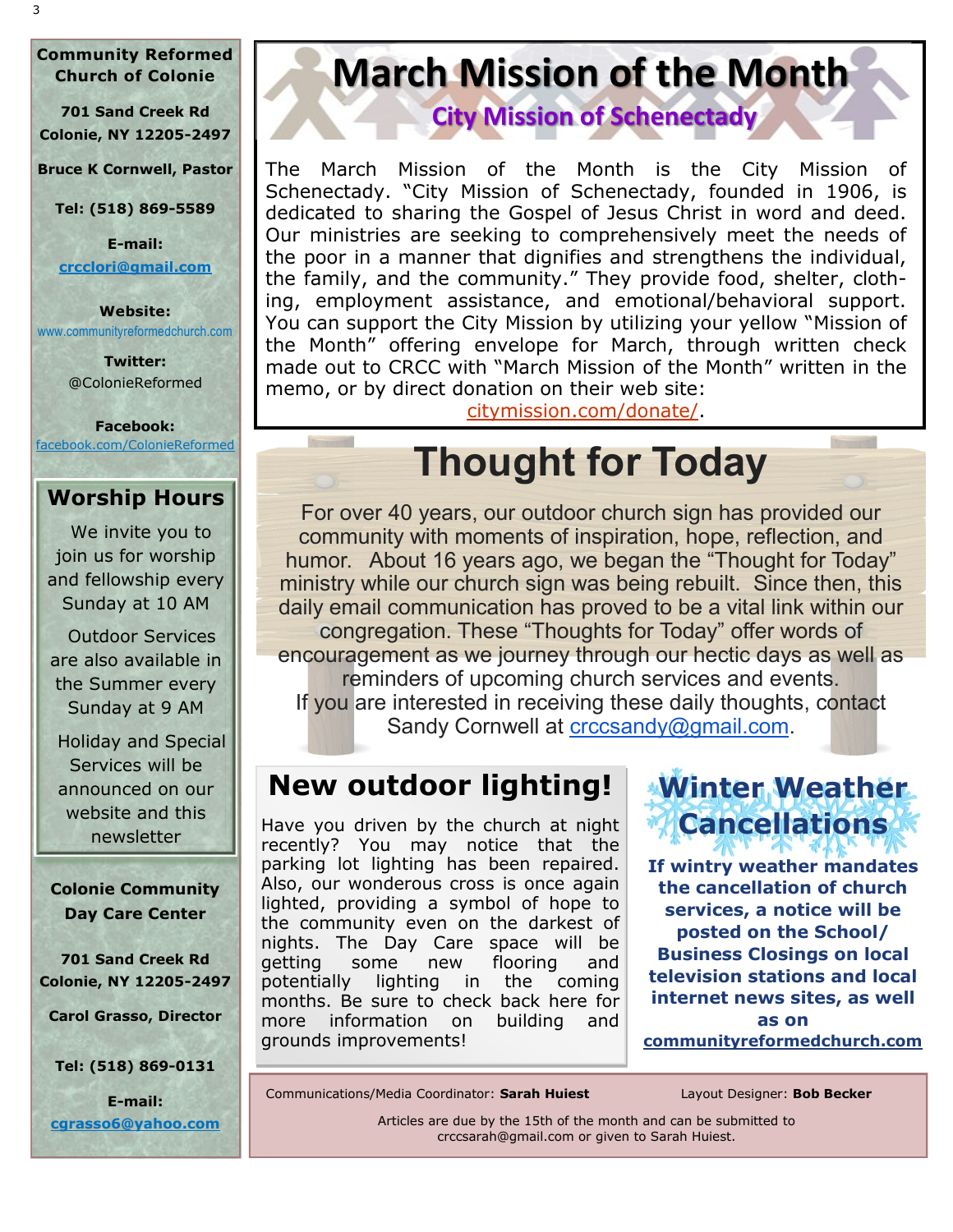**Community Reformed Church of Colonie**

**701 Sand Creek Rd**
**Colonie, NY 12205-2497**

**Bruce K Cornwell, Pastor**

**Tel: (518) 869-5589**

**E-mail:**
**crcclori@gmail.com**

**Website:**
www.communityreformedchurch.com

**Twitter:**
@ColonieReformed

**Facebook:**
facebook.com/ColonieReformed

## Worship Hours

We invite you to join us for worship and fellowship every Sunday at 10 AM

Outdoor Services are also available in the Summer every Sunday at 9 AM

Holiday and Special Services will be announced on our website and this newsletter

**Colonie Community Day Care Center**

**701 Sand Creek Rd**
**Colonie, NY 12205-2497**

**Carol Grasso, Director**

**Tel: (518) 869-0131**

**E-mail:**
**cgrasso6@yahoo.com**

# March Mission of the Month

## City Mission of Schenectady

The March Mission of the Month is the City Mission of Schenectady. "City Mission of Schenectady, founded in 1906, is dedicated to sharing the Gospel of Jesus Christ in word and deed. Our ministries are seeking to comprehensively meet the needs of the poor in a manner that dignifies and strengthens the individual, the family, and the community." They provide food, shelter, clothing, employment assistance, and emotional/behavioral support. You can support the City Mission by utilizing your yellow "Mission of the Month" offering envelope for March, through written check made out to CRCC with "March Mission of the Month" written in the memo, or by direct donation on their web site: citymission.com/donate/.

# Thought for Today

For over 40 years, our outdoor church sign has provided our community with moments of inspiration, hope, reflection, and humor. About 16 years ago, we began the "Thought for Today" ministry while our church sign was being rebuilt. Since then, this daily email communication has proved to be a vital link within our congregation. These "Thoughts for Today" offer words of encouragement as we journey through our hectic days as well as reminders of upcoming church services and events. If you are interested in receiving these daily thoughts, contact Sandy Cornwell at crccsandy@gmail.com.

## New outdoor lighting!

Have you driven by the church at night recently? You may notice that the parking lot lighting has been repaired. Also, our wonderous cross is once again lighted, providing a symbol of hope to the community even on the darkest of nights. The Day Care space will be getting some new flooring and potentially lighting in the coming months. Be sure to check back here for more information on building and grounds improvements!

## Winter Weather Cancellations

**If wintry weather mandates the cancellation of church services, a notice will be posted on the School/ Business Closings on local television stations and local internet news sites, as well as on communityreformedchurch.com**

Communications/Media Coordinator: **Sarah Huiest** Layout Designer: **Bob Becker**

Articles are due by the 15th of the month and can be submitted to crccsarah@gmail.com or given to Sarah Huiest.